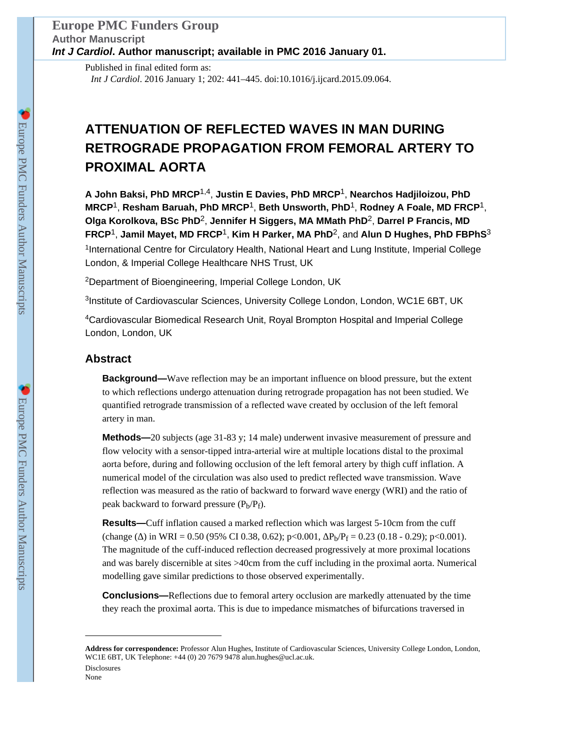Published in final edited form as:

*Int J Cardiol*. 2016 January 1; 202: 441–445. doi:10.1016/j.ijcard.2015.09.064.

# ATTENUATION OF REFLECTED WAVES IN MAN DURING RETROGRADE PROPAGATION FROM FEMORAL ARTERY TO PROXIMAL AORTA

**A John Baksi, PhD MRCP**[1,4], **Justin E Davies, PhD MRCP**[1], **Nearchos Hadjiloizou, PhD MRCP**[1], **Resham Baruah, PhD MRCP**[1], **Beth Unsworth, PhD**[1], **Rodney A Foale, MD FRCP**[1], **Olga Korolkova, BSc PhD**[2], **Jennifer H Siggers, MA MMath PhD**[2], **Darrel P Francis, MD FRCP**[1], **Jamil Mayet, MD FRCP**[1], **Kim H Parker, MA PhD**[2], and **Alun D Hughes, PhD FBPhS**[3]

[1]International Centre for Circulatory Health, National Heart and Lung Institute, Imperial College London, & Imperial College Healthcare NHS Trust, UK

[2]Department of Bioengineering, Imperial College London, UK

[3]Institute of Cardiovascular Sciences, University College London, London, WC1E 6BT, UK

[4]Cardiovascular Biomedical Research Unit, Royal Brompton Hospital and Imperial College London, London, UK

## Abstract

**Background—**Wave reflection may be an important influence on blood pressure, but the extent to which reflections undergo attenuation during retrograde propagation has not been studied. We quantified retrograde transmission of a reflected wave created by occlusion of the left femoral artery in man.

**Methods—**20 subjects (age 31-83 y; 14 male) underwent invasive measurement of pressure and flow velocity with a sensor-tipped intra-arterial wire at multiple locations distal to the proximal aorta before, during and following occlusion of the left femoral artery by thigh cuff inflation. A numerical model of the circulation was also used to predict reflected wave transmission. Wave reflection was measured as the ratio of backward to forward wave energy (WRI) and the ratio of peak backward to forward pressure ($P_b/P_f$).

**Results—**Cuff inflation caused a marked reflection which was largest 5-10cm from the cuff (change (Δ) in WRI = 0.50 (95% CI 0.38, 0.62); p<0.001, $\Delta P_b/P_f = 0.23$ (0.18 - 0.29); p<0.001). The magnitude of the cuff-induced reflection decreased progressively at more proximal locations and was barely discernible at sites >40cm from the cuff including in the proximal aorta. Numerical modelling gave similar predictions to those observed experimentally.

**Conclusions—**Reflections due to femoral artery occlusion are markedly attenuated by the time they reach the proximal aorta. This is due to impedance mismatches of bifurcations traversed in

---

**Address for correspondence:** Professor Alun Hughes, Institute of Cardiovascular Sciences, University College London, London, WC1E 6BT, UK Telephone: +44 (0) 20 7679 9478 alun.hughes@ucl.ac.uk.

Disclosures

None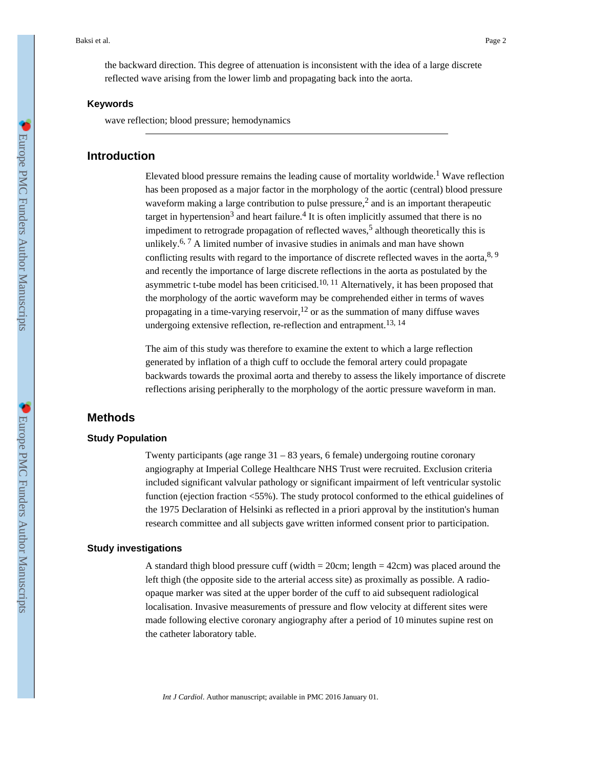the backward direction. This degree of attenuation is inconsistent with the idea of a large discrete reflected wave arising from the lower limb and propagating back into the aorta.

### Keywords

wave reflection; blood pressure; hemodynamics

## Introduction

Elevated blood pressure remains the leading cause of mortality worldwide.[1] Wave reflection has been proposed as a major factor in the morphology of the aortic (central) blood pressure waveform making a large contribution to pulse pressure,[2] and is an important therapeutic target in hypertension[3] and heart failure.[4] It is often implicitly assumed that there is no impediment to retrograde propagation of reflected waves,[5] although theoretically this is unlikely.[6, 7] A limited number of invasive studies in animals and man have shown conflicting results with regard to the importance of discrete reflected waves in the aorta,[8, 9] and recently the importance of large discrete reflections in the aorta as postulated by the asymmetric t-tube model has been criticised.[10, 11] Alternatively, it has been proposed that the morphology of the aortic waveform may be comprehended either in terms of waves propagating in a time-varying reservoir,[12] or as the summation of many diffuse waves undergoing extensive reflection, re-reflection and entrapment.[13, 14]

The aim of this study was therefore to examine the extent to which a large reflection generated by inflation of a thigh cuff to occlude the femoral artery could propagate backwards towards the proximal aorta and thereby to assess the likely importance of discrete reflections arising peripherally to the morphology of the aortic pressure waveform in man.

## Methods

### Study Population

Twenty participants (age range 31 – 83 years, 6 female) undergoing routine coronary angiography at Imperial College Healthcare NHS Trust were recruited. Exclusion criteria included significant valvular pathology or significant impairment of left ventricular systolic function (ejection fraction <55%). The study protocol conformed to the ethical guidelines of the 1975 Declaration of Helsinki as reflected in a priori approval by the institution's human research committee and all subjects gave written informed consent prior to participation.

### Study investigations

A standard thigh blood pressure cuff (width = 20cm; length = 42cm) was placed around the left thigh (the opposite side to the arterial access site) as proximally as possible. A radio-opaque marker was sited at the upper border of the cuff to aid subsequent radiological localisation. Invasive measurements of pressure and flow velocity at different sites were made following elective coronary angiography after a period of 10 minutes supine rest on the catheter laboratory table.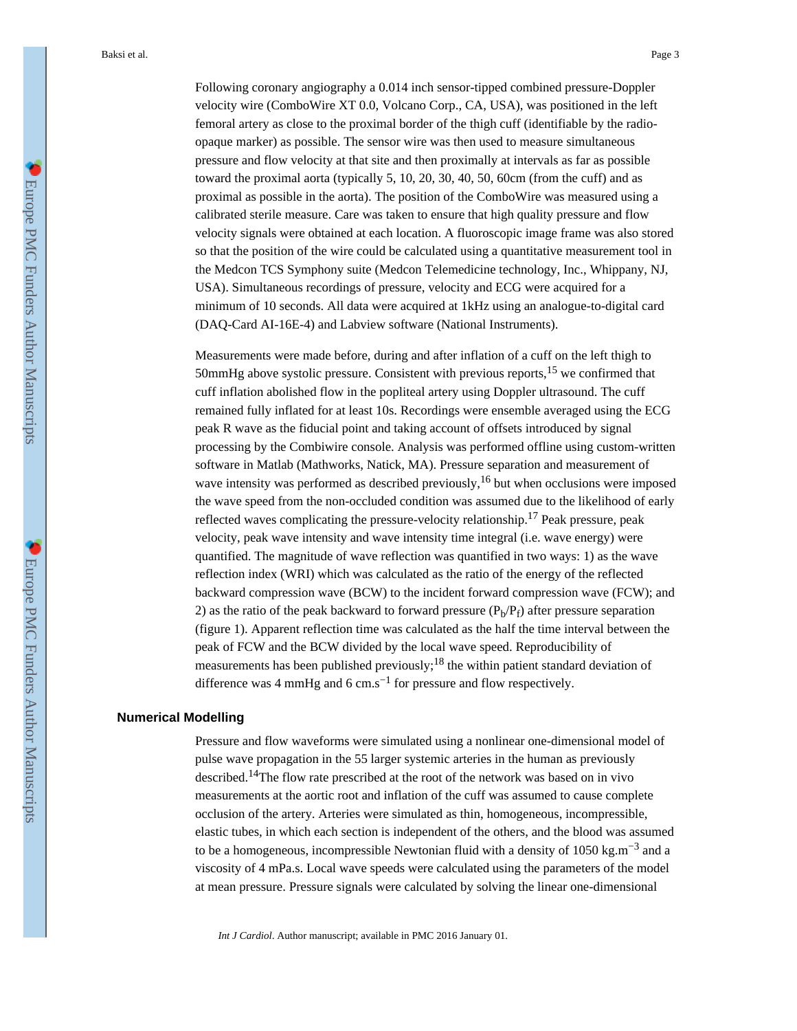Following coronary angiography a 0.014 inch sensor-tipped combined pressure-Doppler velocity wire (ComboWire XT 0.0, Volcano Corp., CA, USA), was positioned in the left femoral artery as close to the proximal border of the thigh cuff (identifiable by the radio-opaque marker) as possible. The sensor wire was then used to measure simultaneous pressure and flow velocity at that site and then proximally at intervals as far as possible toward the proximal aorta (typically 5, 10, 20, 30, 40, 50, 60cm (from the cuff) and as proximal as possible in the aorta). The position of the ComboWire was measured using a calibrated sterile measure. Care was taken to ensure that high quality pressure and flow velocity signals were obtained at each location. A fluoroscopic image frame was also stored so that the position of the wire could be calculated using a quantitative measurement tool in the Medcon TCS Symphony suite (Medcon Telemedicine technology, Inc., Whippany, NJ, USA). Simultaneous recordings of pressure, velocity and ECG were acquired for a minimum of 10 seconds. All data were acquired at 1kHz using an analogue-to-digital card (DAQ-Card AI-16E-4) and Labview software (National Instruments).

Measurements were made before, during and after inflation of a cuff on the left thigh to 50mmHg above systolic pressure. Consistent with previous reports,[15] we confirmed that cuff inflation abolished flow in the popliteal artery using Doppler ultrasound. The cuff remained fully inflated for at least 10s. Recordings were ensemble averaged using the ECG peak R wave as the fiducial point and taking account of offsets introduced by signal processing by the Combiwire console. Analysis was performed offline using custom-written software in Matlab (Mathworks, Natick, MA). Pressure separation and measurement of wave intensity was performed as described previously,[16] but when occlusions were imposed the wave speed from the non-occluded condition was assumed due to the likelihood of early reflected waves complicating the pressure-velocity relationship.[17] Peak pressure, peak velocity, peak wave intensity and wave intensity time integral (i.e. wave energy) were quantified. The magnitude of wave reflection was quantified in two ways: 1) as the wave reflection index (WRI) which was calculated as the ratio of the energy of the reflected backward compression wave (BCW) to the incident forward compression wave (FCW); and 2) as the ratio of the peak backward to forward pressure ($P_b/P_f$) after pressure separation (figure 1). Apparent reflection time was calculated as the half the time interval between the peak of FCW and the BCW divided by the local wave speed. Reproducibility of measurements has been published previously;[18] the within patient standard deviation of difference was 4 mmHg and 6 $cm.s^{-1}$ for pressure and flow respectively.

## Numerical Modelling

Pressure and flow waveforms were simulated using a nonlinear one-dimensional model of pulse wave propagation in the 55 larger systemic arteries in the human as previously described.[14]The flow rate prescribed at the root of the network was based on in vivo measurements at the aortic root and inflation of the cuff was assumed to cause complete occlusion of the artery. Arteries were simulated as thin, homogeneous, incompressible, elastic tubes, in which each section is independent of the others, and the blood was assumed to be a homogeneous, incompressible Newtonian fluid with a density of 1050 $kg.m^{-3}$ and a viscosity of 4 mPa.s. Local wave speeds were calculated using the parameters of the model at mean pressure. Pressure signals were calculated by solving the linear one-dimensional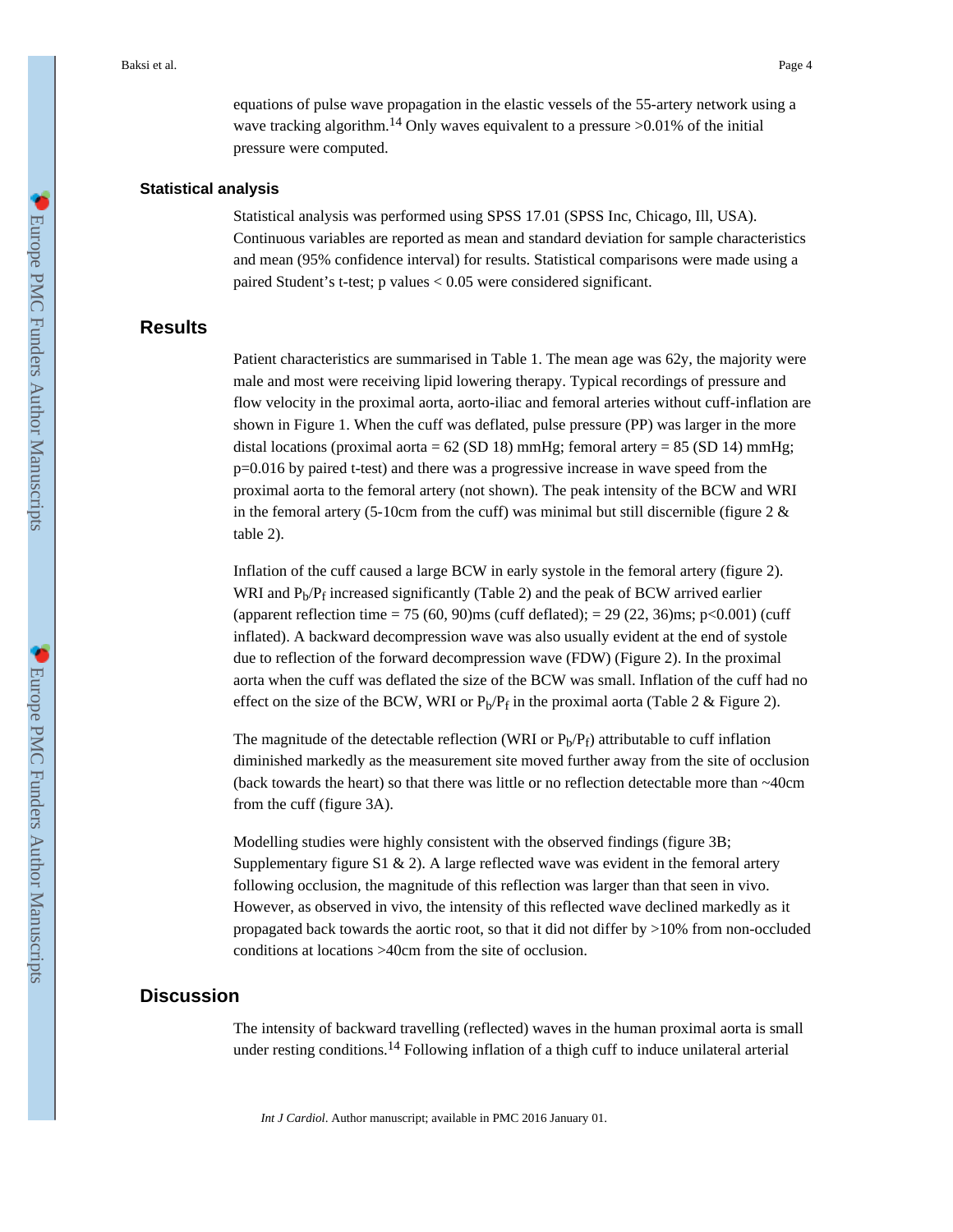equations of pulse wave propagation in the elastic vessels of the 55-artery network using a wave tracking algorithm.[14] Only waves equivalent to a pressure >0.01% of the initial pressure were computed.

### Statistical analysis

Statistical analysis was performed using SPSS 17.01 (SPSS Inc, Chicago, Ill, USA). Continuous variables are reported as mean and standard deviation for sample characteristics and mean (95% confidence interval) for results. Statistical comparisons were made using a paired Student's t-test; p values < 0.05 were considered significant.

## Results

Patient characteristics are summarised in Table 1. The mean age was 62y, the majority were male and most were receiving lipid lowering therapy. Typical recordings of pressure and flow velocity in the proximal aorta, aorto-iliac and femoral arteries without cuff-inflation are shown in Figure 1. When the cuff was deflated, pulse pressure (PP) was larger in the more distal locations (proximal aorta = 62 (SD 18) mmHg; femoral artery = 85 (SD 14) mmHg; p=0.016 by paired t-test) and there was a progressive increase in wave speed from the proximal aorta to the femoral artery (not shown). The peak intensity of the BCW and WRI in the femoral artery (5-10cm from the cuff) was minimal but still discernible (figure 2 & table 2).

Inflation of the cuff caused a large BCW in early systole in the femoral artery (figure 2). WRI and $P_b/P_f$ increased significantly (Table 2) and the peak of BCW arrived earlier (apparent reflection time = 75 (60, 90)ms (cuff deflated); = 29 (22, 36)ms; p<0.001) (cuff inflated). A backward decompression wave was also usually evident at the end of systole due to reflection of the forward decompression wave (FDW) (Figure 2). In the proximal aorta when the cuff was deflated the size of the BCW was small. Inflation of the cuff had no effect on the size of the BCW, WRI or $P_b/P_f$ in the proximal aorta (Table 2 & Figure 2).

The magnitude of the detectable reflection (WRI or $P_b/P_f$) attributable to cuff inflation diminished markedly as the measurement site moved further away from the site of occlusion (back towards the heart) so that there was little or no reflection detectable more than ~40cm from the cuff (figure 3A).

Modelling studies were highly consistent with the observed findings (figure 3B; Supplementary figure S1 & 2). A large reflected wave was evident in the femoral artery following occlusion, the magnitude of this reflection was larger than that seen in vivo. However, as observed in vivo, the intensity of this reflected wave declined markedly as it propagated back towards the aortic root, so that it did not differ by >10% from non-occluded conditions at locations >40cm from the site of occlusion.

## Discussion

The intensity of backward travelling (reflected) waves in the human proximal aorta is small under resting conditions.[14] Following inflation of a thigh cuff to induce unilateral arterial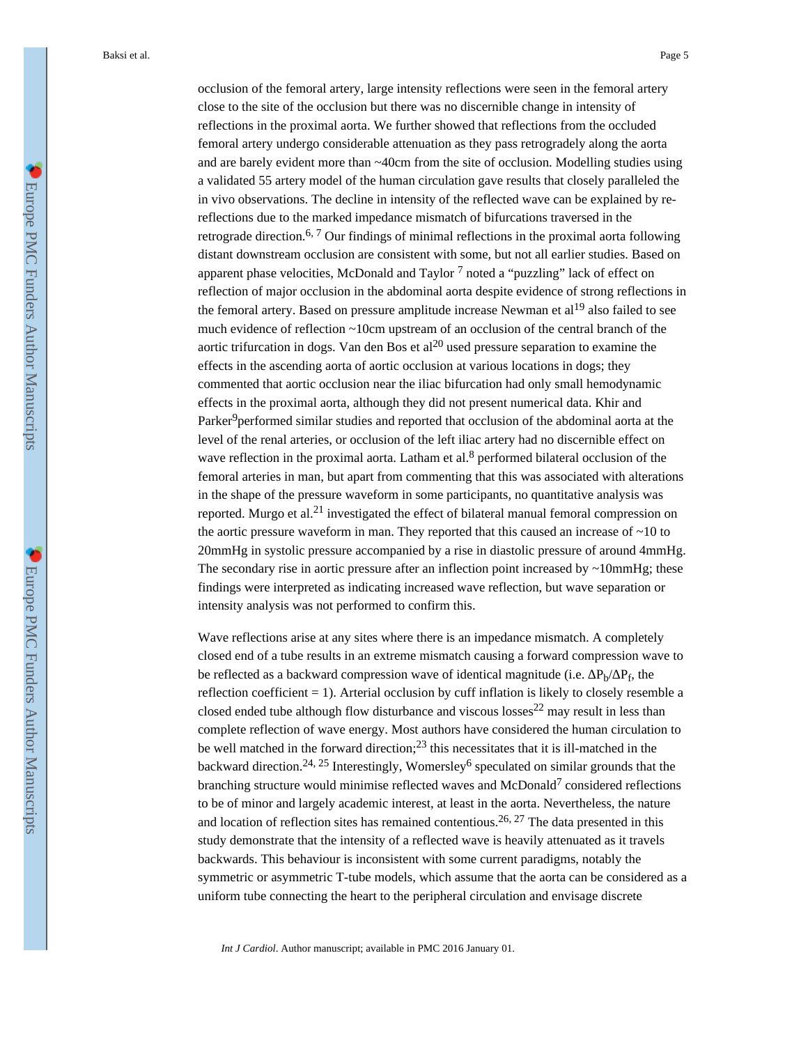occlusion of the femoral artery, large intensity reflections were seen in the femoral artery close to the site of the occlusion but there was no discernible change in intensity of reflections in the proximal aorta. We further showed that reflections from the occluded femoral artery undergo considerable attenuation as they pass retrogradely along the aorta and are barely evident more than ~40cm from the site of occlusion. Modelling studies using a validated 55 artery model of the human circulation gave results that closely paralleled the in vivo observations. The decline in intensity of the reflected wave can be explained by re-reflections due to the marked impedance mismatch of bifurcations traversed in the retrograde direction.[6, 7] Our findings of minimal reflections in the proximal aorta following distant downstream occlusion are consistent with some, but not all earlier studies. Based on apparent phase velocities, McDonald and Taylor [7] noted a "puzzling" lack of effect on reflection of major occlusion in the abdominal aorta despite evidence of strong reflections in the femoral artery. Based on pressure amplitude increase Newman et al[19] also failed to see much evidence of reflection ~10cm upstream of an occlusion of the central branch of the aortic trifurcation in dogs. Van den Bos et al[20] used pressure separation to examine the effects in the ascending aorta of aortic occlusion at various locations in dogs; they commented that aortic occlusion near the iliac bifurcation had only small hemodynamic effects in the proximal aorta, although they did not present numerical data. Khir and Parker[9]performed similar studies and reported that occlusion of the abdominal aorta at the level of the renal arteries, or occlusion of the left iliac artery had no discernible effect on wave reflection in the proximal aorta. Latham et al.[8] performed bilateral occlusion of the femoral arteries in man, but apart from commenting that this was associated with alterations in the shape of the pressure waveform in some participants, no quantitative analysis was reported. Murgo et al.[21] investigated the effect of bilateral manual femoral compression on the aortic pressure waveform in man. They reported that this caused an increase of ~10 to 20mmHg in systolic pressure accompanied by a rise in diastolic pressure of around 4mmHg. The secondary rise in aortic pressure after an inflection point increased by ~10mmHg; these findings were interpreted as indicating increased wave reflection, but wave separation or intensity analysis was not performed to confirm this.

Wave reflections arise at any sites where there is an impedance mismatch. A completely closed end of a tube results in an extreme mismatch causing a forward compression wave to be reflected as a backward compression wave of identical magnitude (i.e. $\Delta P_b/\Delta P_f$, the reflection coefficient = 1). Arterial occlusion by cuff inflation is likely to closely resemble a closed ended tube although flow disturbance and viscous losses[22] may result in less than complete reflection of wave energy. Most authors have considered the human circulation to be well matched in the forward direction;[23] this necessitates that it is ill-matched in the backward direction.[24, 25] Interestingly, Womersley[6] speculated on similar grounds that the branching structure would minimise reflected waves and McDonald[7] considered reflections to be of minor and largely academic interest, at least in the aorta. Nevertheless, the nature and location of reflection sites has remained contentious.[26, 27] The data presented in this study demonstrate that the intensity of a reflected wave is heavily attenuated as it travels backwards. This behaviour is inconsistent with some current paradigms, notably the symmetric or asymmetric T-tube models, which assume that the aorta can be considered as a uniform tube connecting the heart to the peripheral circulation and envisage discrete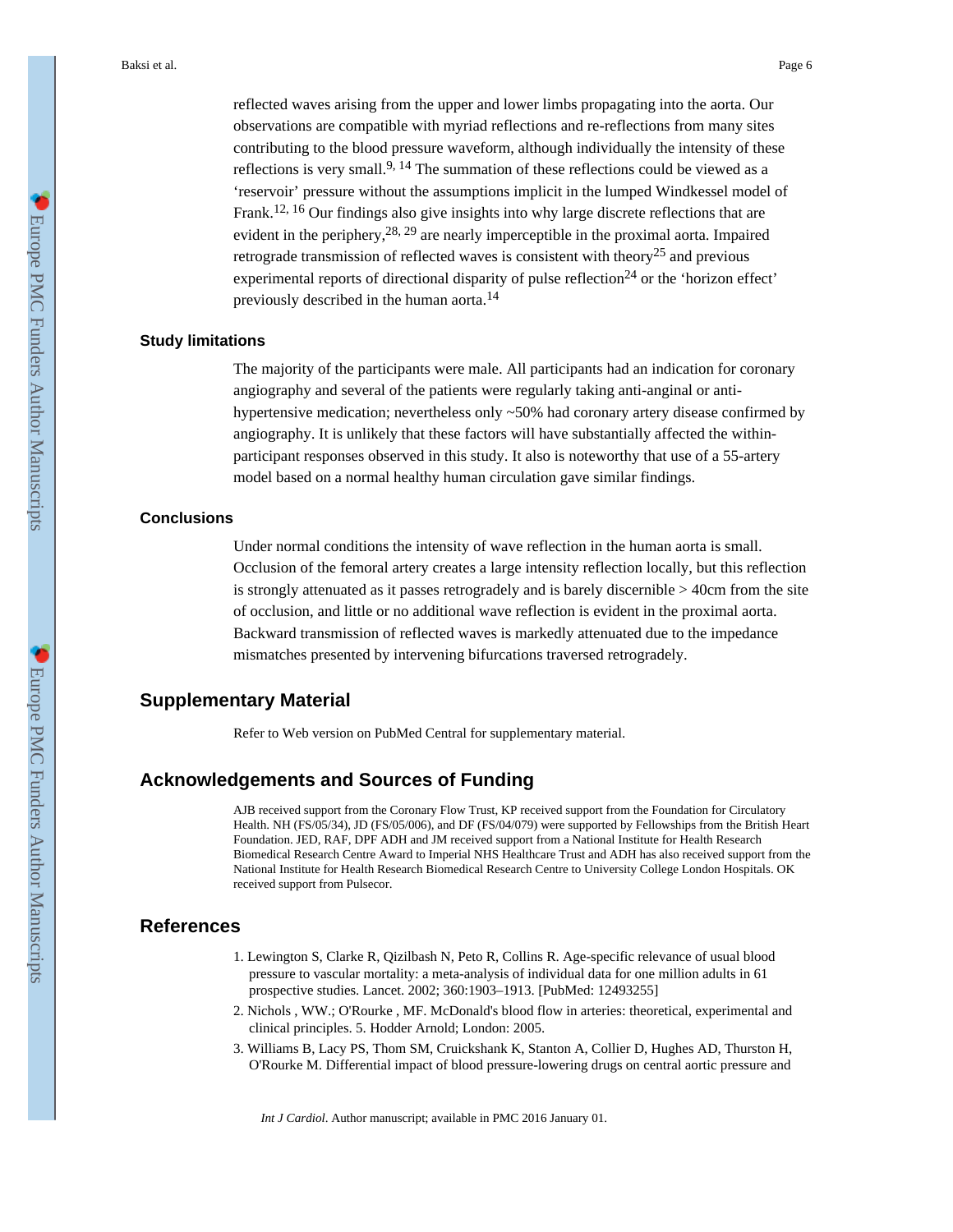reflected waves arising from the upper and lower limbs propagating into the aorta. Our observations are compatible with myriad reflections and re-reflections from many sites contributing to the blood pressure waveform, although individually the intensity of these reflections is very small.[9, 14] The summation of these reflections could be viewed as a 'reservoir' pressure without the assumptions implicit in the lumped Windkessel model of Frank.[12, 16] Our findings also give insights into why large discrete reflections that are evident in the periphery,[28, 29] are nearly imperceptible in the proximal aorta. Impaired retrograde transmission of reflected waves is consistent with theory[25] and previous experimental reports of directional disparity of pulse reflection[24] or the 'horizon effect' previously described in the human aorta.[14]

### Study limitations

The majority of the participants were male. All participants had an indication for coronary angiography and several of the patients were regularly taking anti-anginal or anti-hypertensive medication; nevertheless only ~50% had coronary artery disease confirmed by angiography. It is unlikely that these factors will have substantially affected the within-participant responses observed in this study. It also is noteworthy that use of a 55-artery model based on a normal healthy human circulation gave similar findings.

### Conclusions

Under normal conditions the intensity of wave reflection in the human aorta is small. Occlusion of the femoral artery creates a large intensity reflection locally, but this reflection is strongly attenuated as it passes retrogradely and is barely discernible > 40cm from the site of occlusion, and little or no additional wave reflection is evident in the proximal aorta. Backward transmission of reflected waves is markedly attenuated due to the impedance mismatches presented by intervening bifurcations traversed retrogradely.

## Supplementary Material

Refer to Web version on PubMed Central for supplementary material.

## Acknowledgements and Sources of Funding

AJB received support from the Coronary Flow Trust, KP received support from the Foundation for Circulatory Health. NH (FS/05/34), JD (FS/05/006), and DF (FS/04/079) were supported by Fellowships from the British Heart Foundation. JED, RAF, DPF ADH and JM received support from a National Institute for Health Research Biomedical Research Centre Award to Imperial NHS Healthcare Trust and ADH has also received support from the National Institute for Health Research Biomedical Research Centre to University College London Hospitals. OK received support from Pulsecor.

## References

1. Lewington S, Clarke R, Qizilbash N, Peto R, Collins R. Age-specific relevance of usual blood pressure to vascular mortality: a meta-analysis of individual data for one million adults in 61 prospective studies. Lancet. 2002; 360:1903–1913. [PubMed: 12493255]
2. Nichols , WW.; O'Rourke , MF. McDonald's blood flow in arteries: theoretical, experimental and clinical principles. 5. Hodder Arnold; London: 2005.
3. Williams B, Lacy PS, Thom SM, Cruickshank K, Stanton A, Collier D, Hughes AD, Thurston H, O'Rourke M. Differential impact of blood pressure-lowering drugs on central aortic pressure and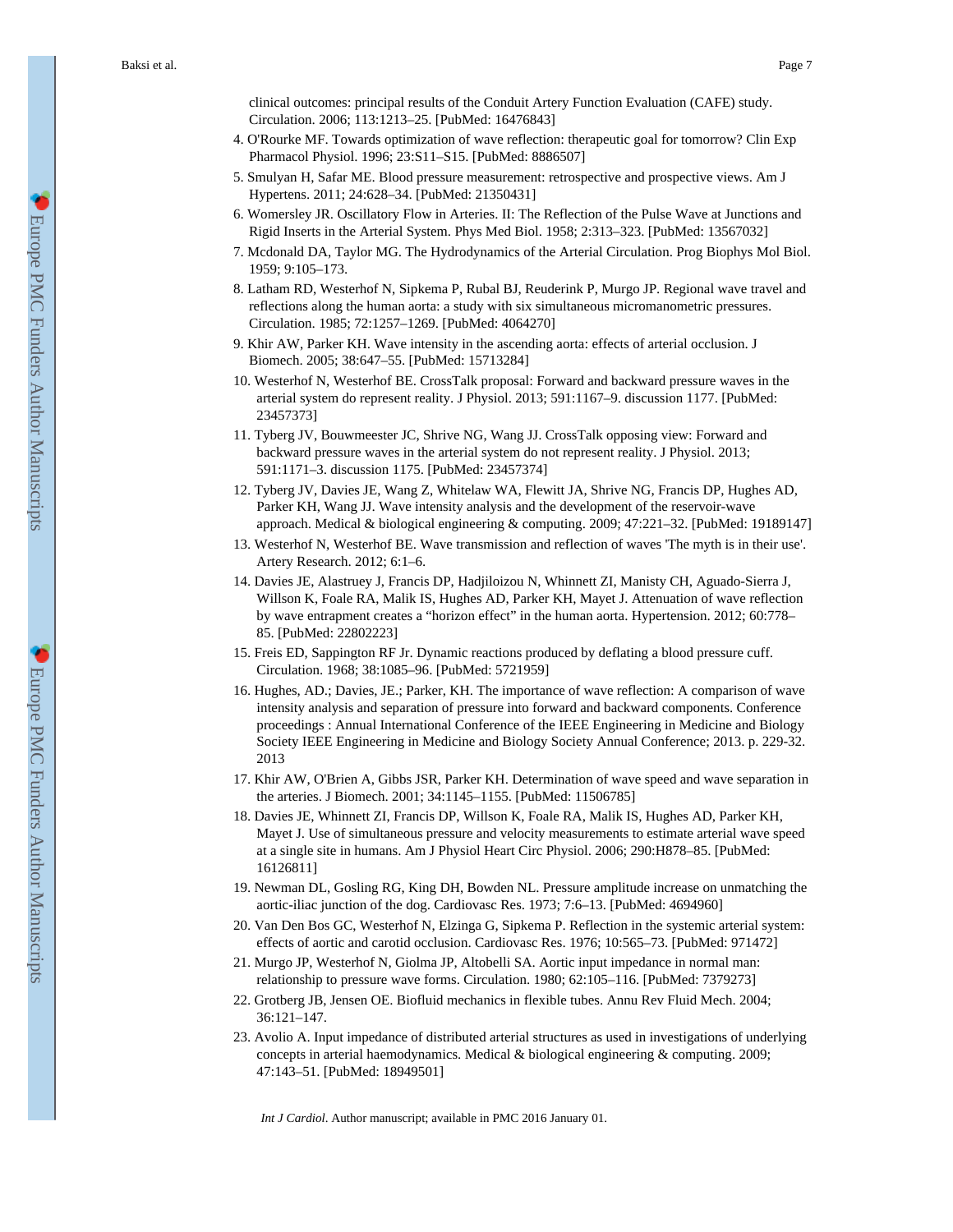clinical outcomes: principal results of the Conduit Artery Function Evaluation (CAFE) study. Circulation. 2006; 113:1213–25. [PubMed: 16476843]

4. O'Rourke MF. Towards optimization of wave reflection: therapeutic goal for tomorrow? Clin Exp Pharmacol Physiol. 1996; 23:S11–S15. [PubMed: 8886507]
5. Smulyan H, Safar ME. Blood pressure measurement: retrospective and prospective views. Am J Hypertens. 2011; 24:628–34. [PubMed: 21350431]
6. Womersley JR. Oscillatory Flow in Arteries. II: The Reflection of the Pulse Wave at Junctions and Rigid Inserts in the Arterial System. Phys Med Biol. 1958; 2:313–323. [PubMed: 13567032]
7. Mcdonald DA, Taylor MG. The Hydrodynamics of the Arterial Circulation. Prog Biophys Mol Biol. 1959; 9:105–173.
8. Latham RD, Westerhof N, Sipkema P, Rubal BJ, Reuderink P, Murgo JP. Regional wave travel and reflections along the human aorta: a study with six simultaneous micromanometric pressures. Circulation. 1985; 72:1257–1269. [PubMed: 4064270]
9. Khir AW, Parker KH. Wave intensity in the ascending aorta: effects of arterial occlusion. J Biomech. 2005; 38:647–55. [PubMed: 15713284]
10. Westerhof N, Westerhof BE. CrossTalk proposal: Forward and backward pressure waves in the arterial system do represent reality. J Physiol. 2013; 591:1167–9. discussion 1177. [PubMed: 23457373]
11. Tyberg JV, Bouwmeester JC, Shrive NG, Wang JJ. CrossTalk opposing view: Forward and backward pressure waves in the arterial system do not represent reality. J Physiol. 2013; 591:1171–3. discussion 1175. [PubMed: 23457374]
12. Tyberg JV, Davies JE, Wang Z, Whitelaw WA, Flewitt JA, Shrive NG, Francis DP, Hughes AD, Parker KH, Wang JJ. Wave intensity analysis and the development of the reservoir-wave approach. Medical & biological engineering & computing. 2009; 47:221–32. [PubMed: 19189147]
13. Westerhof N, Westerhof BE. Wave transmission and reflection of waves 'The myth is in their use'. Artery Research. 2012; 6:1–6.
14. Davies JE, Alastruey J, Francis DP, Hadjiloizou N, Whinnett ZI, Manisty CH, Aguado-Sierra J, Willson K, Foale RA, Malik IS, Hughes AD, Parker KH, Mayet J. Attenuation of wave reflection by wave entrapment creates a "horizon effect" in the human aorta. Hypertension. 2012; 60:778–85. [PubMed: 22802223]
15. Freis ED, Sappington RF Jr. Dynamic reactions produced by deflating a blood pressure cuff. Circulation. 1968; 38:1085–96. [PubMed: 5721959]
16. Hughes, AD.; Davies, JE.; Parker, KH. The importance of wave reflection: A comparison of wave intensity analysis and separation of pressure into forward and backward components. Conference proceedings : Annual International Conference of the IEEE Engineering in Medicine and Biology Society IEEE Engineering in Medicine and Biology Society Annual Conference; 2013. p. 229-32. 2013
17. Khir AW, O'Brien A, Gibbs JSR, Parker KH. Determination of wave speed and wave separation in the arteries. J Biomech. 2001; 34:1145–1155. [PubMed: 11506785]
18. Davies JE, Whinnett ZI, Francis DP, Willson K, Foale RA, Malik IS, Hughes AD, Parker KH, Mayet J. Use of simultaneous pressure and velocity measurements to estimate arterial wave speed at a single site in humans. Am J Physiol Heart Circ Physiol. 2006; 290:H878–85. [PubMed: 16126811]
19. Newman DL, Gosling RG, King DH, Bowden NL. Pressure amplitude increase on unmatching the aortic-iliac junction of the dog. Cardiovasc Res. 1973; 7:6–13. [PubMed: 4694960]
20. Van Den Bos GC, Westerhof N, Elzinga G, Sipkema P. Reflection in the systemic arterial system: effects of aortic and carotid occlusion. Cardiovasc Res. 1976; 10:565–73. [PubMed: 971472]
21. Murgo JP, Westerhof N, Giolma JP, Altobelli SA. Aortic input impedance in normal man: relationship to pressure wave forms. Circulation. 1980; 62:105–116. [PubMed: 7379273]
22. Grotberg JB, Jensen OE. Biofluid mechanics in flexible tubes. Annu Rev Fluid Mech. 2004; 36:121–147.
23. Avolio A. Input impedance of distributed arterial structures as used in investigations of underlying concepts in arterial haemodynamics. Medical & biological engineering & computing. 2009; 47:143–51. [PubMed: 18949501]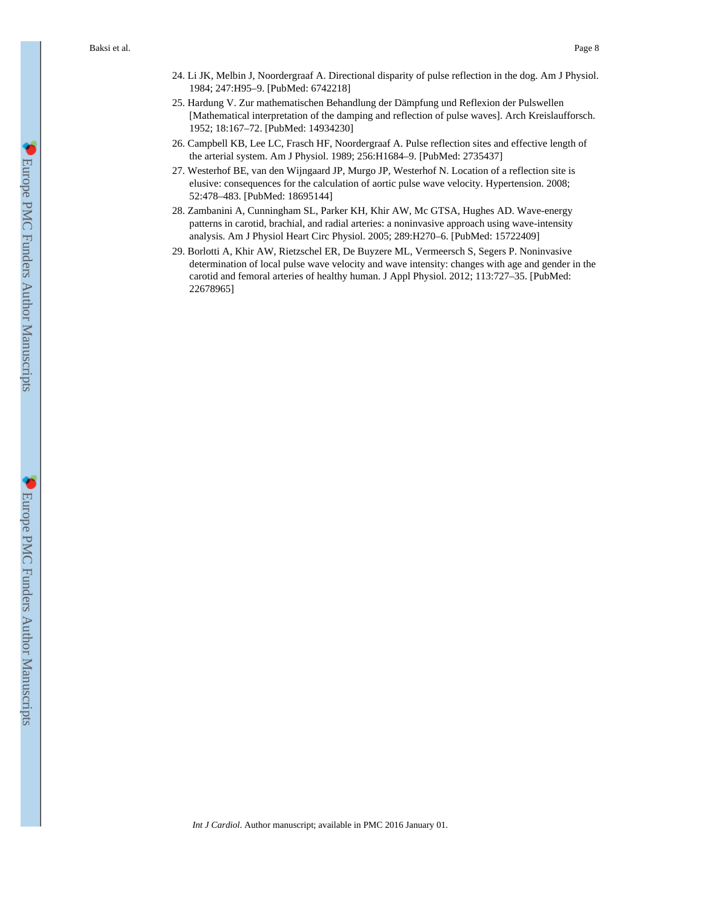24. Li JK, Melbin J, Noordergraaf A. Directional disparity of pulse reflection in the dog. Am J Physiol. 1984; 247:H95–9. [PubMed: 6742218]
25. Hardung V. Zur mathematischen Behandlung der Dämpfung und Reflexion der Pulswellen [Mathematical interpretation of the damping and reflection of pulse waves]. Arch Kreislaufforsch. 1952; 18:167–72. [PubMed: 14934230]
26. Campbell KB, Lee LC, Frasch HF, Noordergraaf A. Pulse reflection sites and effective length of the arterial system. Am J Physiol. 1989; 256:H1684–9. [PubMed: 2735437]
27. Westerhof BE, van den Wijngaard JP, Murgo JP, Westerhof N. Location of a reflection site is elusive: consequences for the calculation of aortic pulse wave velocity. Hypertension. 2008; 52:478–483. [PubMed: 18695144]
28. Zambanini A, Cunningham SL, Parker KH, Khir AW, Mc GTSA, Hughes AD. Wave-energy patterns in carotid, brachial, and radial arteries: a noninvasive approach using wave-intensity analysis. Am J Physiol Heart Circ Physiol. 2005; 289:H270–6. [PubMed: 15722409]
29. Borlotti A, Khir AW, Rietzschel ER, De Buyzere ML, Vermeersch S, Segers P. Noninvasive determination of local pulse wave velocity and wave intensity: changes with age and gender in the carotid and femoral arteries of healthy human. J Appl Physiol. 2012; 113:727–35. [PubMed: 22678965]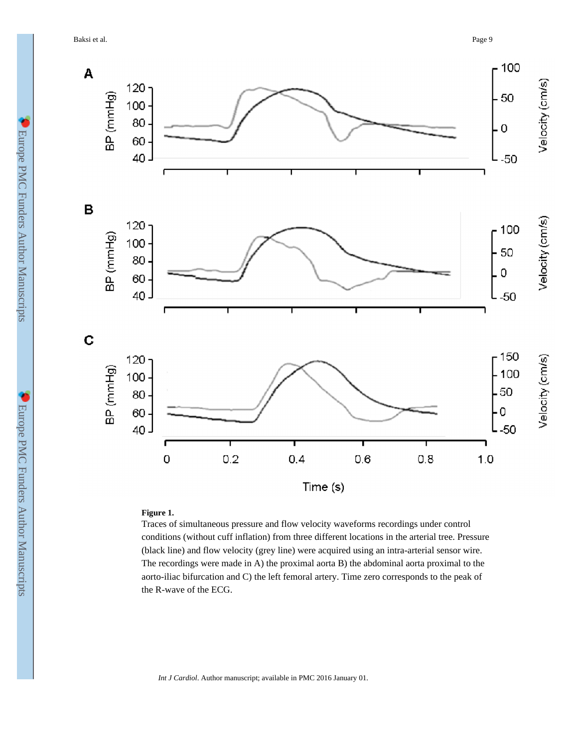**Figure 1.**

Traces of simultaneous pressure and flow velocity waveforms recordings under control conditions (without cuff inflation) from three different locations in the arterial tree. Pressure (black line) and flow velocity (grey line) were acquired using an intra-arterial sensor wire. The recordings were made in A) the proximal aorta B) the abdominal aorta proximal to the aorto-iliac bifurcation and C) the left femoral artery. Time zero corresponds to the peak of the R-wave of the ECG.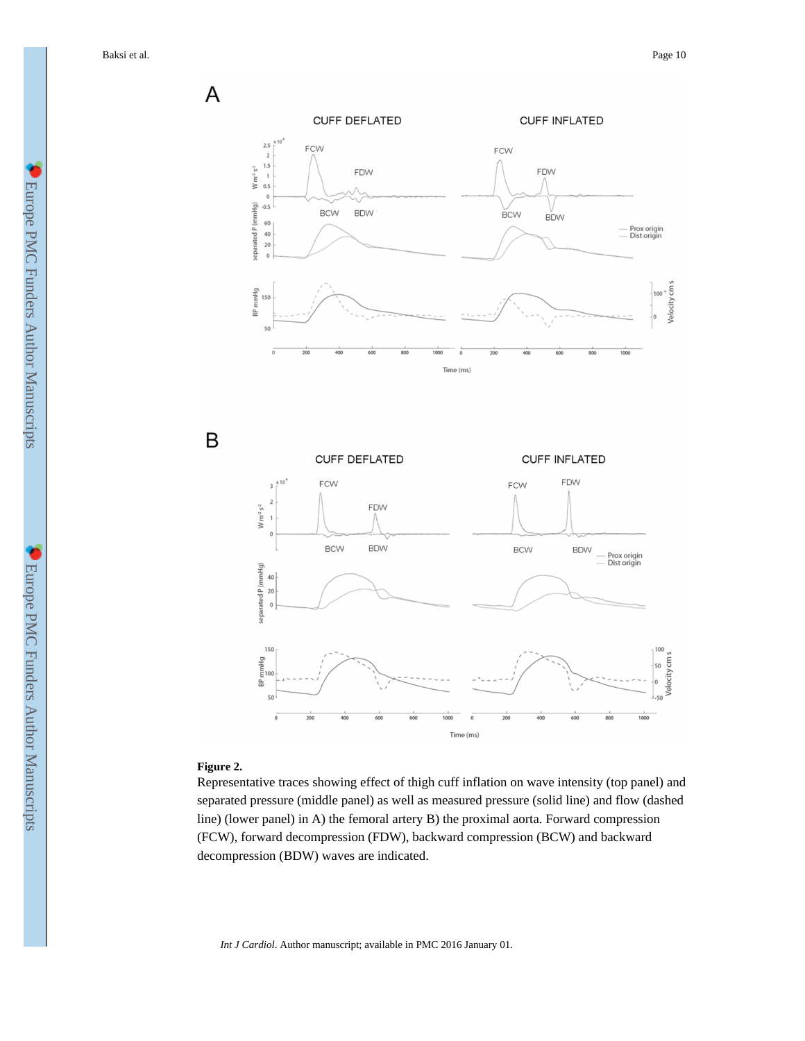**Figure 2.**

Representative traces showing effect of thigh cuff inflation on wave intensity (top panel) and separated pressure (middle panel) as well as measured pressure (solid line) and flow (dashed line) (lower panel) in A) the femoral artery B) the proximal aorta. Forward compression (FCW), forward decompression (FDW), backward compression (BCW) and backward decompression (BDW) waves are indicated.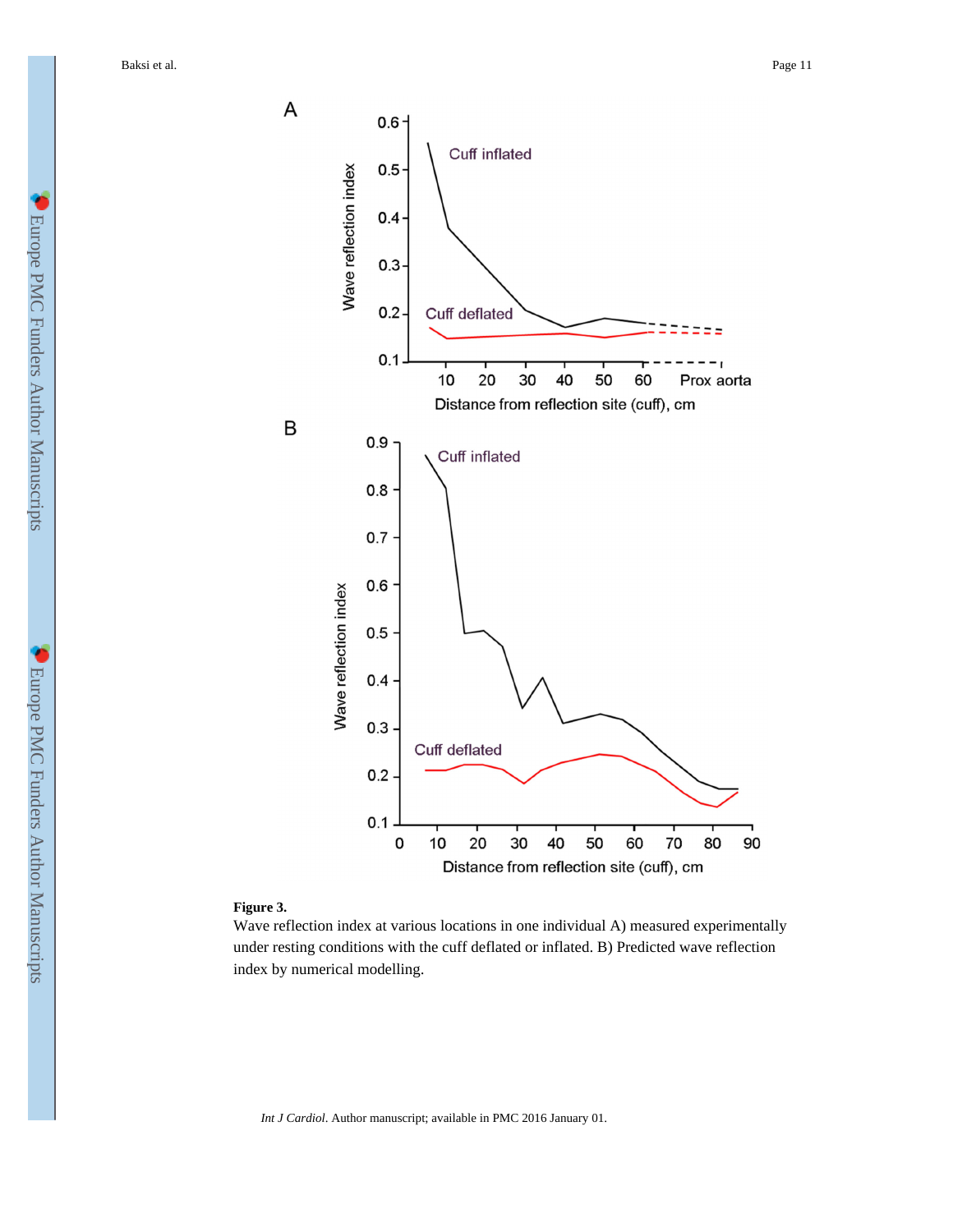**Figure 3.**

Wave reflection index at various locations in one individual A) measured experimentally under resting conditions with the cuff deflated or inflated. B) Predicted wave reflection index by numerical modelling.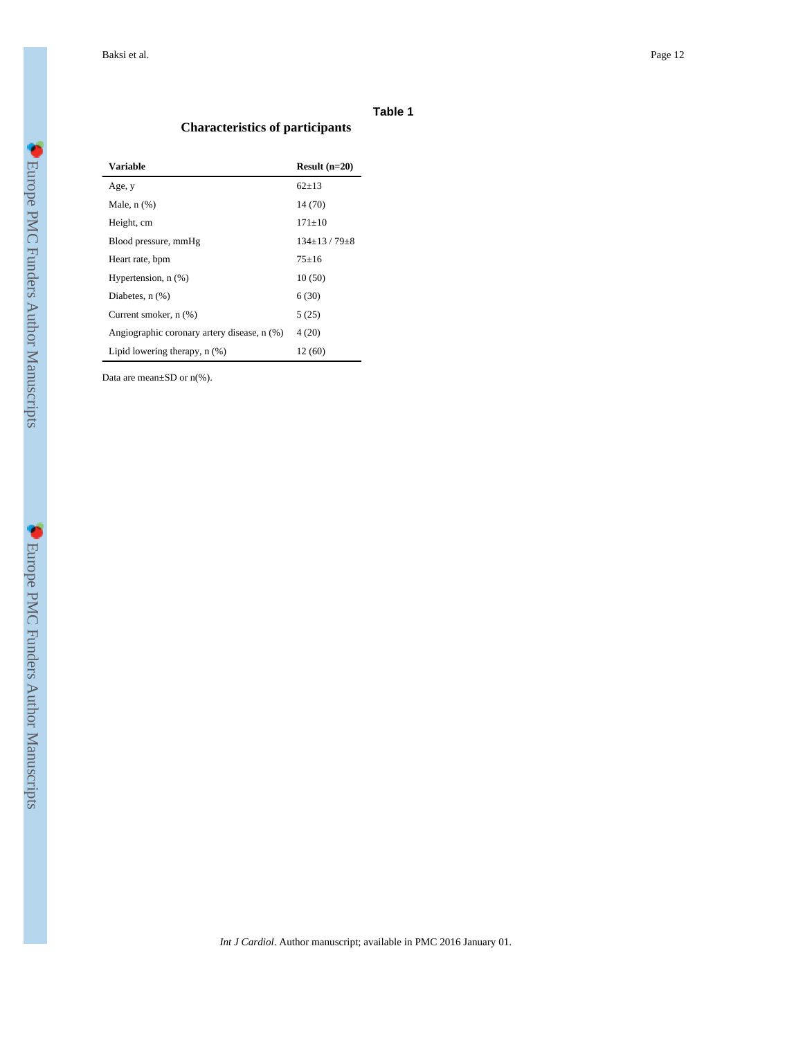## Table 1

### Characteristics of participants

| Variable | Result (n=20) |
|---|---|
| Age, y | 62±13 |
| Male, n (%) | 14 (70) |
| Height, cm | 171±10 |
| Blood pressure, mmHg | 134±13 / 79±8 |
| Heart rate, bpm | 75±16 |
| Hypertension, n (%) | 10 (50) |
| Diabetes, n (%) | 6 (30) |
| Current smoker, n (%) | 5 (25) |
| Angiographic coronary artery disease, n (%) | 4 (20) |
| Lipid lowering therapy, n (%) | 12 (60) |

Data are mean±SD or n(%).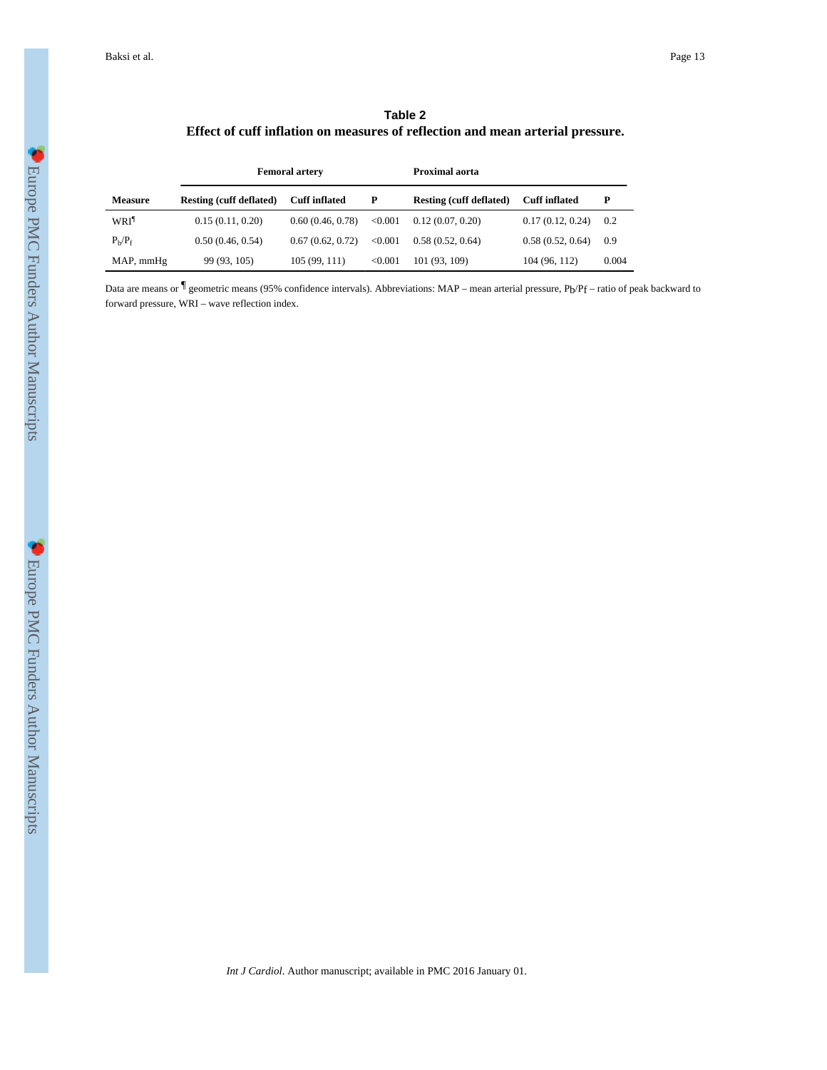**Table 2**

**Effect of cuff inflation on measures of reflection and mean arterial pressure.**

| | Femoral artery | | | Proximal aorta | | |
|---|---|---|---|---|---|---|
| **Measure** | **Resting (cuff deflated)** | **Cuff inflated** | **P** | **Resting (cuff deflated)** | **Cuff inflated** | **P** |
| WRI¶ | 0.15 (0.11, 0.20) | 0.60 (0.46, 0.78) | <0.001 | 0.12 (0.07, 0.20) | 0.17 (0.12, 0.24) | 0.2 |
| $P_b/P_f$ | 0.50 (0.46, 0.54) | 0.67 (0.62, 0.72) | <0.001 | 0.58 (0.52, 0.64) | 0.58 (0.52, 0.64) | 0.9 |
| MAP, mmHg | 99 (93, 105) | 105 (99, 111) | <0.001 | 101 (93, 109) | 104 (96, 112) | 0.004 |

Data are means or ¶ geometric means (95% confidence intervals). Abbreviations: MAP – mean arterial pressure, $P_b/P_f$ – ratio of peak backward to forward pressure, WRI – wave reflection index.